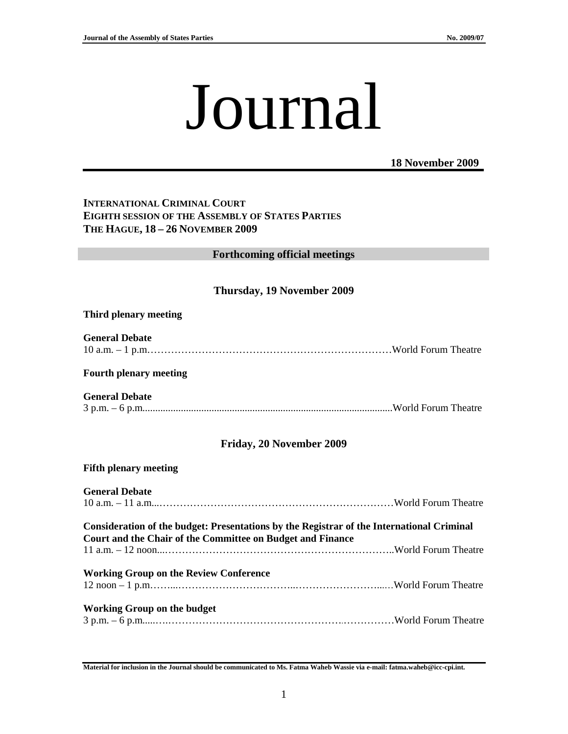# Journal

**18 November 2009**

**INTERNATIONAL CRIMINAL COURT**
**EIGHTH SESSION OF THE ASSEMBLY OF STATES PARTIES**
**THE HAGUE, 18 – 26 NOVEMBER 2009**

## Forthcoming official meetings

### Thursday, 19 November 2009

**Third plenary meeting**

**General Debate**
10 a.m. – 1 p.m.………………………………………………………………World Forum Theatre

**Fourth plenary meeting**

**General Debate**
3 p.m. – 6 p.m..................................................................................................World Forum Theatre

### Friday, 20 November 2009

**Fifth plenary meeting**

**General Debate**
10 a.m. – 11 a.m...………………………………………………………………World Forum Theatre

**Consideration of the budget: Presentations by the Registrar of the International Criminal Court and the Chair of the Committee on Budget and Finance**
11 a.m. – 12 noon...…………………………………………………………..World Forum Theatre

**Working Group on the Review Conference**
12 noon – 1 p.m……...……………………………..……………………...…World Forum Theatre

**Working Group on the budget**
3 p.m. – 6 p.m.....….……………………………………………..……………World Forum Theatre

**Material for inclusion in the Journal should be communicated to Ms. Fatma Waheb Wassie via e-mail: fatma.waheb@icc-cpi.int.**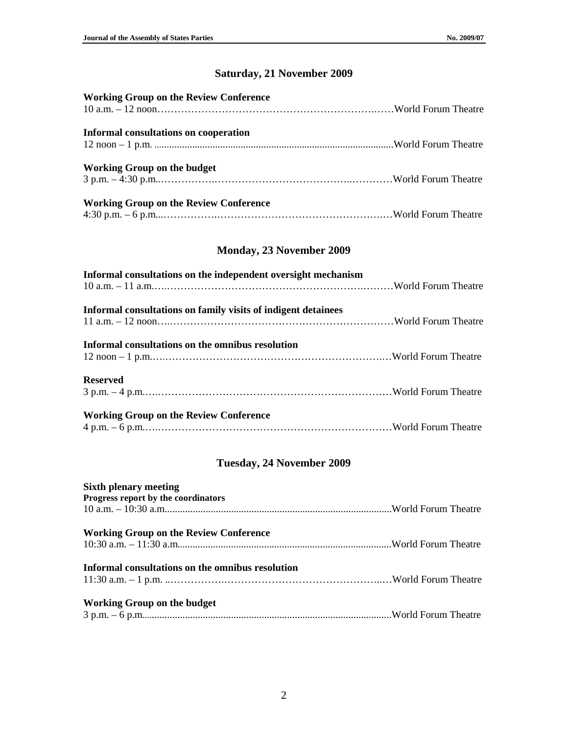## Saturday, 21 November 2009

**Working Group on the Review Conference**
10 a.m. – 12 noon……………………………………………………….……World Forum Theatre

**Informal consultations on cooperation**
12 noon – 1 p.m. ..........................................................................................World Forum Theatre

**Working Group on the budget**
3 p.m. – 4:30 p.m..…………….……………………………………..…….……World Forum Theatre

**Working Group on the Review Conference**
4:30 p.m. – 6 p.m...…………….…………………………………………….…World Forum Theatre

## Monday, 23 November 2009

**Informal consultations on the independent oversight mechanism**
10 a.m. – 11 a.m.….……………………………………………………….………World Forum Theatre

**Informal consultations on family visits of indigent detainees**
11 a.m. – 12 noon….…………………………………………………………World Forum Theatre

**Informal consultations on the omnibus resolution**
12 noon – 1 p.m.….…………………………………………………………..…World Forum Theatre

**Reserved**
3 p.m. – 4 p.m.….……………………………………………………………World Forum Theatre

**Working Group on the Review Conference**
4 p.m. – 6 p.m.….……………………………………………………………World Forum Theatre

## Tuesday, 24 November 2009

**Sixth plenary meeting**
**Progress report by the coordinators**
10 a.m. – 10:30 a.m........................................................................................World Forum Theatre

**Working Group on the Review Conference**
10:30 a.m. – 11:30 a.m...................................................................................World Forum Theatre

**Informal consultations on the omnibus resolution**
11:30 a.m. – 1 p.m. ..…………….………………………………………..…World Forum Theatre

**Working Group on the budget**
3 p.m. – 6 p.m.................................................................................................World Forum Theatre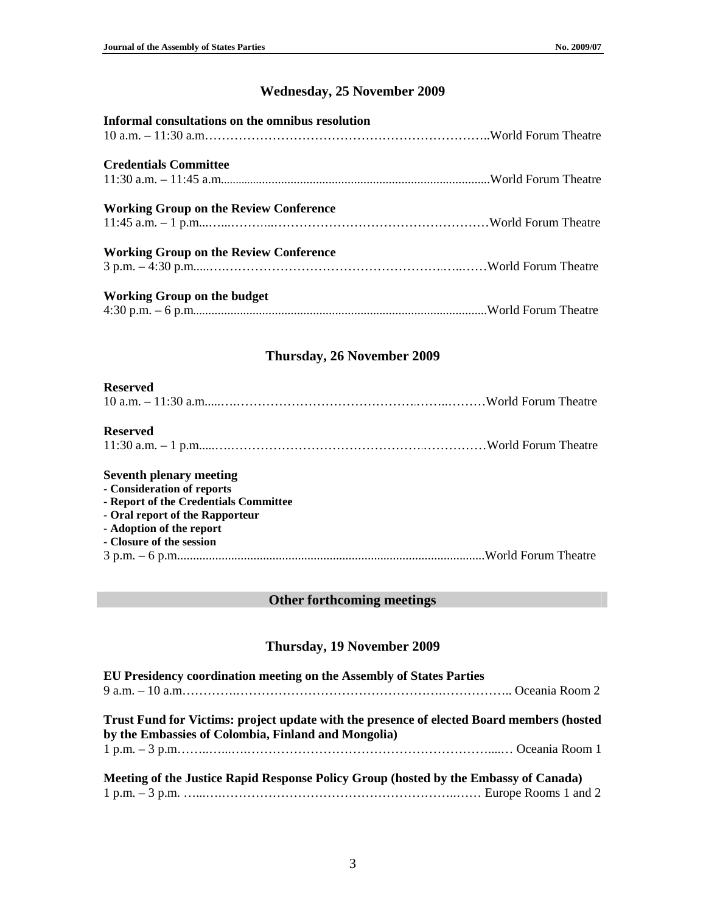## Wednesday, 25 November 2009

**Informal consultations on the omnibus resolution**
10 a.m. – 11:30 a.m.……………………………………………………………..World Forum Theatre

**Credentials Committee**
11:30 a.m. – 11:45 a.m......................................................................................World Forum Theatre

**Working Group on the Review Conference**
11:45 a.m. – 1 p.m...…..……..……………………………………………World Forum Theatre

**Working Group on the Review Conference**
3 p.m. – 4:30 p.m.....………………………………………….…..……World Forum Theatre

**Working Group on the budget**
4:30 p.m. – 6 p.m............................................................................................World Forum Theatre

## Thursday, 26 November 2009

**Reserved**
10 a.m. – 11:30 a.m.....….…………………………………..……..………World Forum Theatre

**Reserved**
11:30 a.m. – 1 p.m.....….……………………………………….……………World Forum Theatre

**Seventh plenary meeting**
**- Consideration of reports**
**- Report of the Credentials Committee**
**- Oral report of the Rapporteur**
**- Adoption of the report**
**- Closure of the session**
3 p.m. – 6 p.m................................................................................................World Forum Theatre

## Other forthcoming meetings

## Thursday, 19 November 2009

**EU Presidency coordination meeting on the Assembly of States Parties**
9 a.m. – 10 a.m.………….………………………………………….……………... Oceania Room 2

**Trust Fund for Victims: project update with the presence of elected Board members (hosted by the Embassies of Colombia, Finland and Mongolia)**
1 p.m. – 3 p.m.……..…...….……………………………………………………....… Oceania Room 1

**Meeting of the Justice Rapid Response Policy Group (hosted by the Embassy of Canada)**
1 p.m. – 3 p.m. …...….……………………………………………………..…… Europe Rooms 1 and 2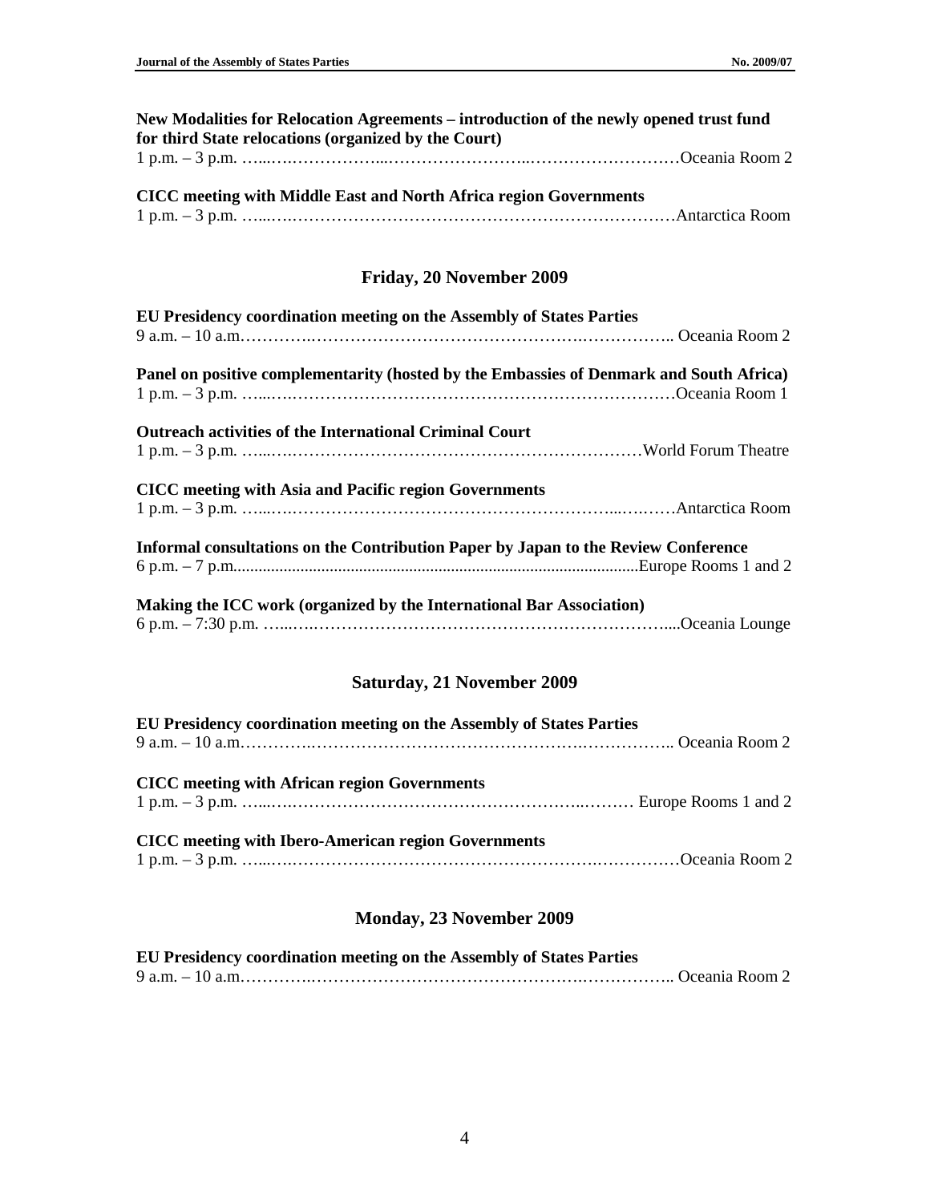**New Modalities for Relocation Agreements – introduction of the newly opened trust fund for third State relocations (organized by the Court)**
1 p.m. – 3 p.m. …………………………………………………………………Oceania Room 2

**CICC meeting with Middle East and North Africa region Governments**
1 p.m. – 3 p.m. …………………………………………………………………Antarctica Room

## Friday, 20 November 2009

**EU Presidency coordination meeting on the Assembly of States Parties**
9 a.m. – 10 a.m.………………………………………………………………… Oceania Room 2

**Panel on positive complementarity (hosted by the Embassies of Denmark and South Africa)**
1 p.m. – 3 p.m. …………………………………………………………………Oceania Room 1

**Outreach activities of the International Criminal Court**
1 p.m. – 3 p.m. …………………………………………………………………World Forum Theatre

**CICC meeting with Asia and Pacific region Governments**
1 p.m. – 3 p.m. …………………………………………………………………Antarctica Room

**Informal consultations on the Contribution Paper by Japan to the Review Conference**
6 p.m. – 7 p.m.………………………………………………………………Europe Rooms 1 and 2

**Making the ICC work (organized by the International Bar Association)**
6 p.m. – 7:30 p.m. ………………………………………………………………Oceania Lounge

## Saturday, 21 November 2009

**EU Presidency coordination meeting on the Assembly of States Parties**
9 a.m. – 10 a.m.………………………………………………………………… Oceania Room 2

**CICC meeting with African region Governments**
1 p.m. – 3 p.m. ………………………………………………………………… Europe Rooms 1 and 2

**CICC meeting with Ibero-American region Governments**
1 p.m. – 3 p.m. …………………………………………………………………Oceania Room 2

## Monday, 23 November 2009

**EU Presidency coordination meeting on the Assembly of States Parties**
9 a.m. – 10 a.m.………………………………………………………………… Oceania Room 2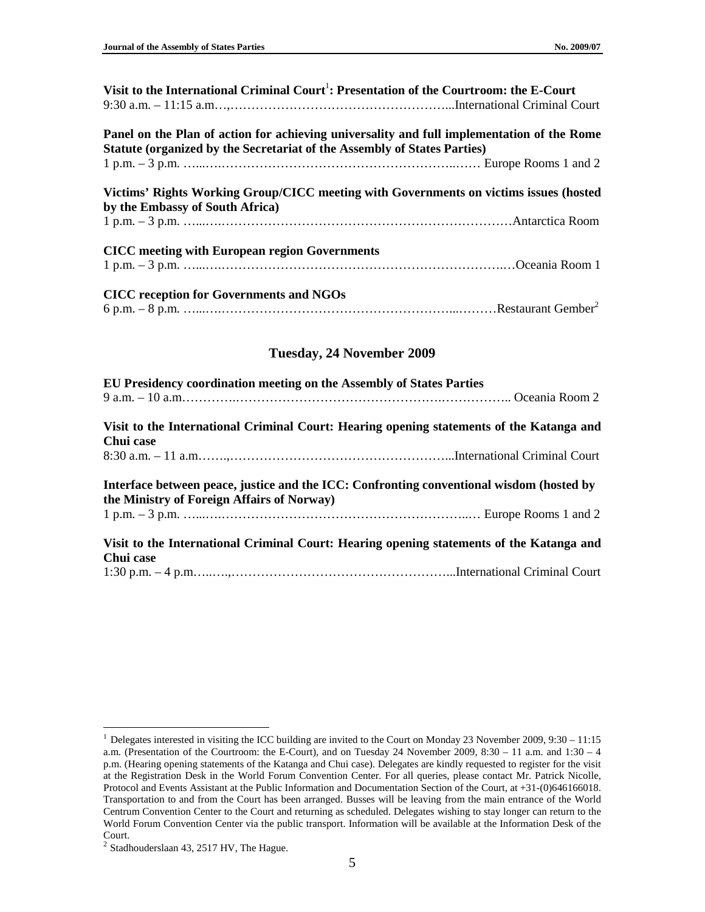**Visit to the International Criminal Court[1]: Presentation of the Courtroom: the E-Court**
9:30 a.m. – 11:15 a.m….,……………………………………………...International Criminal Court

**Panel on the Plan of action for achieving universality and full implementation of the Rome Statute (organized by the Secretariat of the Assembly of States Parties)**
1 p.m. – 3 p.m. …...………………………………………………..…… Europe Rooms 1 and 2

**Victims' Rights Working Group/CICC meeting with Governments on victims issues (hosted by the Embassy of South Africa)**
1 p.m. – 3 p.m. …...………………………………………………………………Antarctica Room

**CICC meeting with European region Governments**
1 p.m. – 3 p.m. …...……………………………………………………………..…Oceania Room 1

**CICC reception for Governments and NGOs**
6 p.m. – 8 p.m. …...…………………………………………………...………Restaurant Gember[2]

## Tuesday, 24 November 2009

**EU Presidency coordination meeting on the Assembly of States Parties**
9 a.m. – 10 a.m……………………………………………………………………….. Oceania Room 2

**Visit to the International Criminal Court: Hearing opening statements of the Katanga and Chui case**
8:30 a.m. – 11 a.m……,……………………………………………...International Criminal Court

**Interface between peace, justice and the ICC: Confronting conventional wisdom (hosted by the Ministry of Foreign Affairs of Norway)**
1 p.m. – 3 p.m. …...……………………………………………………..… Europe Rooms 1 and 2

**Visit to the International Criminal Court: Hearing opening statements of the Katanga and Chui case**
1:30 p.m. – 4 p.m…..….,……………………………………………...International Criminal Court

---

[1] Delegates interested in visiting the ICC building are invited to the Court on Monday 23 November 2009, 9:30 – 11:15 a.m. (Presentation of the Courtroom: the E-Court), and on Tuesday 24 November 2009, 8:30 – 11 a.m. and 1:30 – 4 p.m. (Hearing opening statements of the Katanga and Chui case). Delegates are kindly requested to register for the visit at the Registration Desk in the World Forum Convention Center. For all queries, please contact Mr. Patrick Nicolle, Protocol and Events Assistant at the Public Information and Documentation Section of the Court, at +31-(0)646166018. Transportation to and from the Court has been arranged. Busses will be leaving from the main entrance of the World Centrum Convention Center to the Court and returning as scheduled. Delegates wishing to stay longer can return to the World Forum Convention Center via the public transport. Information will be available at the Information Desk of the Court.

[2] Stadhouderslaan 43, 2517 HV, The Hague.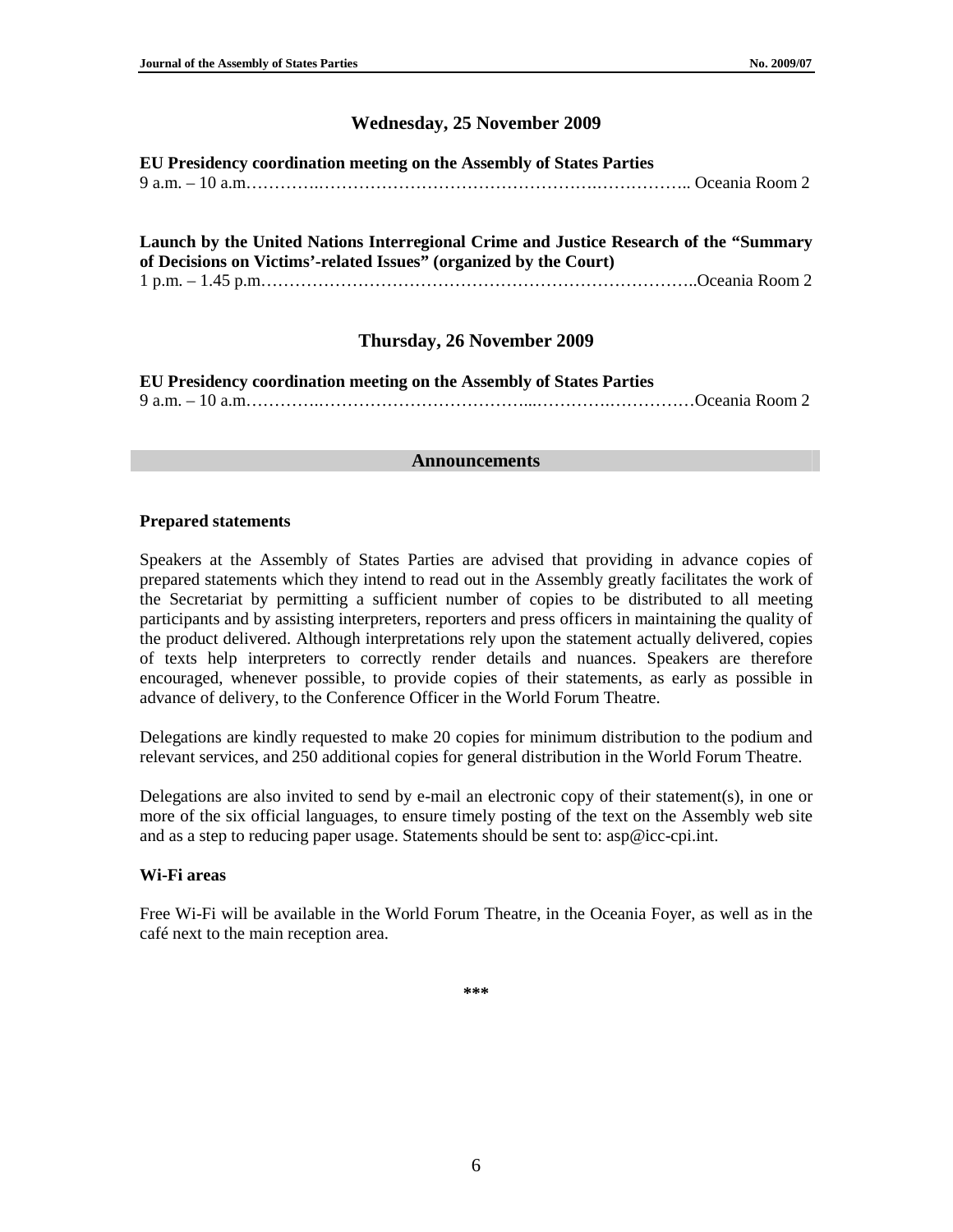## Wednesday, 25 November 2009

**EU Presidency coordination meeting on the Assembly of States Parties**

9 a.m. – 10 a.m.…………………………………………………………………….. Oceania Room 2

**Launch by the United Nations Interregional Crime and Justice Research of the "Summary of Decisions on Victims'-related Issues" (organized by the Court)**

1 p.m. – 1.45 p.m…………………………………………………………………..Oceania Room 2

## Thursday, 26 November 2009

**EU Presidency coordination meeting on the Assembly of States Parties**

9 a.m. – 10 a.m.……………………………………………………………………Oceania Room 2

## Announcements

**Prepared statements**

Speakers at the Assembly of States Parties are advised that providing in advance copies of prepared statements which they intend to read out in the Assembly greatly facilitates the work of the Secretariat by permitting a sufficient number of copies to be distributed to all meeting participants and by assisting interpreters, reporters and press officers in maintaining the quality of the product delivered. Although interpretations rely upon the statement actually delivered, copies of texts help interpreters to correctly render details and nuances. Speakers are therefore encouraged, whenever possible, to provide copies of their statements, as early as possible in advance of delivery, to the Conference Officer in the World Forum Theatre.

Delegations are kindly requested to make 20 copies for minimum distribution to the podium and relevant services, and 250 additional copies for general distribution in the World Forum Theatre.

Delegations are also invited to send by e-mail an electronic copy of their statement(s), in one or more of the six official languages, to ensure timely posting of the text on the Assembly web site and as a step to reducing paper usage. Statements should be sent to: asp@icc-cpi.int.

**Wi-Fi areas**

Free Wi-Fi will be available in the World Forum Theatre, in the Oceania Foyer, as well as in the café next to the main reception area.

***